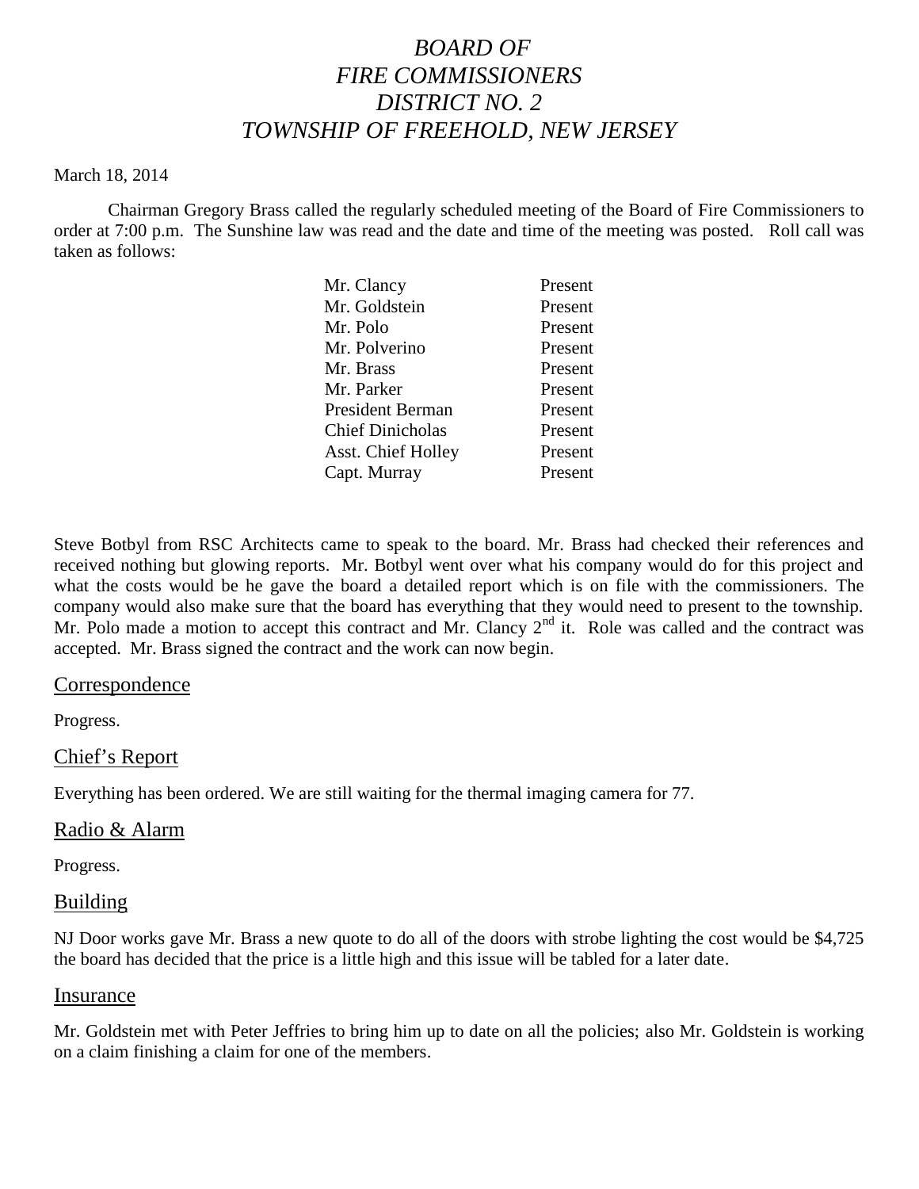# *BOARD OF FIRE COMMISSIONERS DISTRICT NO. 2 TOWNSHIP OF FREEHOLD, NEW JERSEY*

March 18, 2014

Chairman Gregory Brass called the regularly scheduled meeting of the Board of Fire Commissioners to order at 7:00 p.m. The Sunshine law was read and the date and time of the meeting was posted. Roll call was taken as follows:

| | |
|---|---|
| Mr. Clancy | Present |
| Mr. Goldstein | Present |
| Mr. Polo | Present |
| Mr. Polverino | Present |
| Mr. Brass | Present |
| Mr. Parker | Present |
| President Berman | Present |
| Chief Dinicholas | Present |
| Asst. Chief Holley | Present |
| Capt. Murray | Present |

Steve Botbyl from RSC Architects came to speak to the board. Mr. Brass had checked their references and received nothing but glowing reports. Mr. Botbyl went over what his company would do for this project and what the costs would be he gave the board a detailed report which is on file with the commissioners. The company would also make sure that the board has everything that they would need to present to the township. Mr. Polo made a motion to accept this contract and Mr. Clancy 2nd it. Role was called and the contract was accepted. Mr. Brass signed the contract and the work can now begin.

## Correspondence

Progress.

## Chief's Report

Everything has been ordered. We are still waiting for the thermal imaging camera for 77.

## Radio & Alarm

Progress.

## Building

NJ Door works gave Mr. Brass a new quote to do all of the doors with strobe lighting the cost would be $4,725 the board has decided that the price is a little high and this issue will be tabled for a later date.

## Insurance

Mr. Goldstein met with Peter Jeffries to bring him up to date on all the policies; also Mr. Goldstein is working on a claim finishing a claim for one of the members.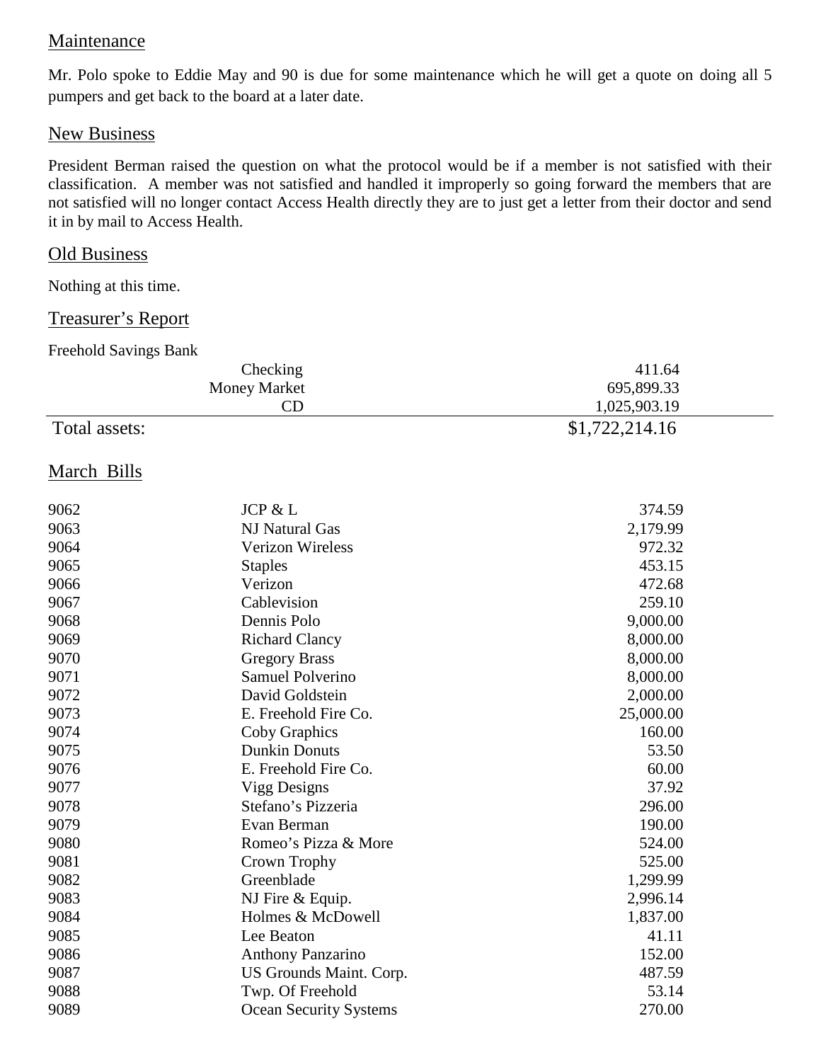## Maintenance

Mr. Polo spoke to Eddie May and 90 is due for some maintenance which he will get a quote on doing all 5 pumpers and get back to the board at a later date.

## New Business

President Berman raised the question on what the protocol would be if a member is not satisfied with their classification. A member was not satisfied and handled it improperly so going forward the members that are not satisfied will no longer contact Access Health directly they are to just get a letter from their doctor and send it in by mail to Access Health.

## Old Business

Nothing at this time.

## Treasurer's Report

Freehold Savings Bank

| | |
|---|---|
| Checking | 411.64 |
| Money Market | 695,899.33 |
| CD | 1,025,903.19 |
| **Total assets:** | **$1,722,214.16** |

## March Bills

| | | |
|---|---|---|
| 9062 | JCP & L | 374.59 |
| 9063 | NJ Natural Gas | 2,179.99 |
| 9064 | Verizon Wireless | 972.32 |
| 9065 | Staples | 453.15 |
| 9066 | Verizon | 472.68 |
| 9067 | Cablevision | 259.10 |
| 9068 | Dennis Polo | 9,000.00 |
| 9069 | Richard Clancy | 8,000.00 |
| 9070 | Gregory Brass | 8,000.00 |
| 9071 | Samuel Polverino | 8,000.00 |
| 9072 | David Goldstein | 2,000.00 |
| 9073 | E. Freehold Fire Co. | 25,000.00 |
| 9074 | Coby Graphics | 160.00 |
| 9075 | Dunkin Donuts | 53.50 |
| 9076 | E. Freehold Fire Co. | 60.00 |
| 9077 | Vigg Designs | 37.92 |
| 9078 | Stefano's Pizzeria | 296.00 |
| 9079 | Evan Berman | 190.00 |
| 9080 | Romeo's Pizza & More | 524.00 |
| 9081 | Crown Trophy | 525.00 |
| 9082 | Greenblade | 1,299.99 |
| 9083 | NJ Fire & Equip. | 2,996.14 |
| 9084 | Holmes & McDowell | 1,837.00 |
| 9085 | Lee Beaton | 41.11 |
| 9086 | Anthony Panzarino | 152.00 |
| 9087 | US Grounds Maint. Corp. | 487.59 |
| 9088 | Twp. Of Freehold | 53.14 |
| 9089 | Ocean Security Systems | 270.00 |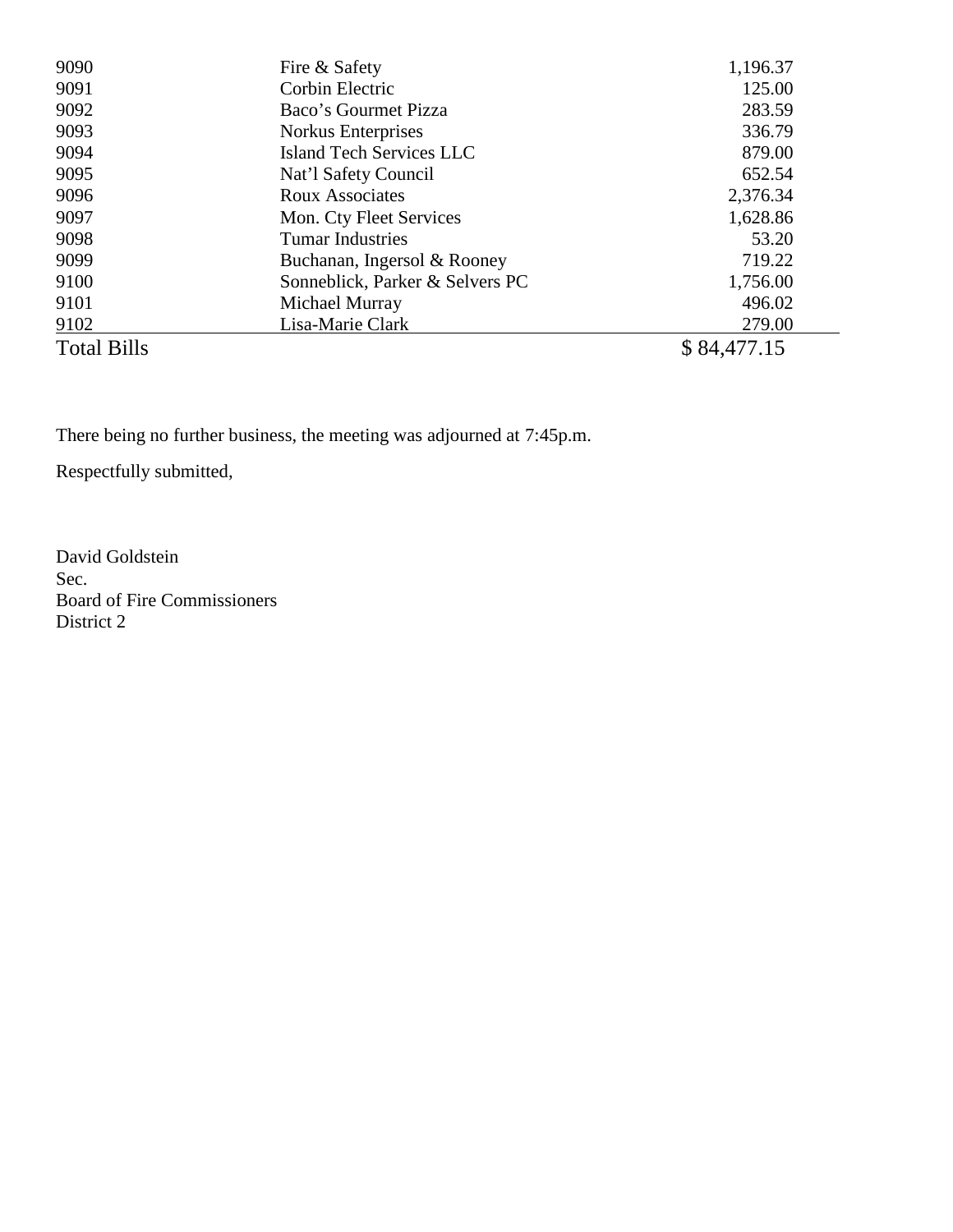| | | |
|---|---|---|
| 9090 | Fire & Safety | 1,196.37 |
| 9091 | Corbin Electric | 125.00 |
| 9092 | Baco's Gourmet Pizza | 283.59 |
| 9093 | Norkus Enterprises | 336.79 |
| 9094 | Island Tech Services LLC | 879.00 |
| 9095 | Nat'l Safety Council | 652.54 |
| 9096 | Roux Associates | 2,376.34 |
| 9097 | Mon. Cty Fleet Services | 1,628.86 |
| 9098 | Tumar Industries | 53.20 |
| 9099 | Buchanan, Ingersol & Rooney | 719.22 |
| 9100 | Sonneblick, Parker & Selvers PC | 1,756.00 |
| 9101 | Michael Murray | 496.02 |
| 9102 | Lisa-Marie Clark | 279.00 |
| Total Bills | | $ 84,477.15 |

There being no further business, the meeting was adjourned at 7:45p.m.

Respectfully submitted,

David Goldstein
Sec.
Board of Fire Commissioners
District 2